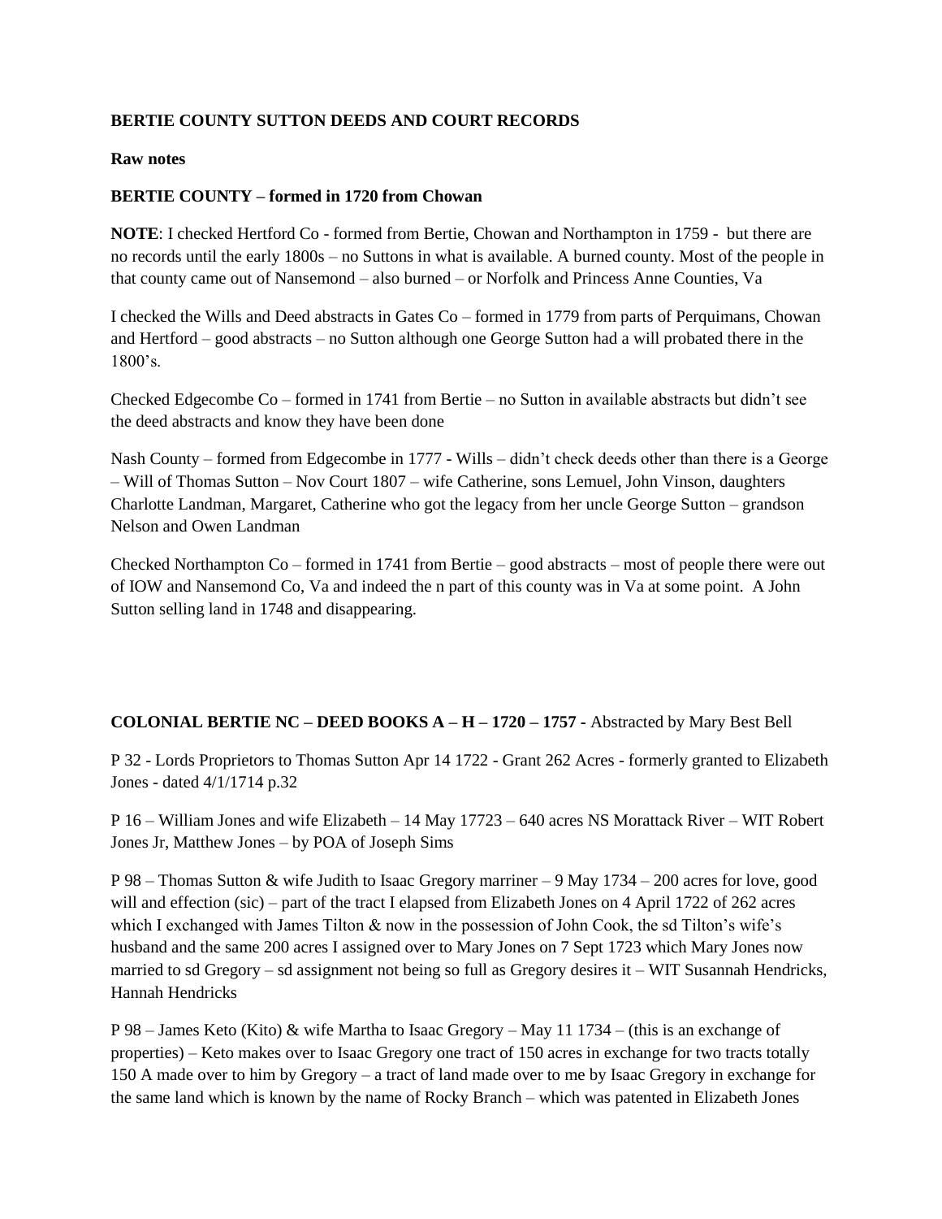**BERTIE COUNTY SUTTON DEEDS AND COURT RECORDS**

**Raw notes**

**BERTIE COUNTY – formed in 1720 from Chowan**

**NOTE**: I checked Hertford Co - formed from Bertie, Chowan and Northampton in 1759 - but there are no records until the early 1800s – no Suttons in what is available. A burned county. Most of the people in that county came out of Nansemond – also burned – or Norfolk and Princess Anne Counties, Va

I checked the Wills and Deed abstracts in Gates Co – formed in 1779 from parts of Perquimans, Chowan and Hertford – good abstracts – no Sutton although one George Sutton had a will probated there in the 1800's.

Checked Edgecombe Co – formed in 1741 from Bertie – no Sutton in available abstracts but didn't see the deed abstracts and know they have been done

Nash County – formed from Edgecombe in 1777 - Wills – didn't check deeds other than there is a George – Will of Thomas Sutton – Nov Court 1807 – wife Catherine, sons Lemuel, John Vinson, daughters Charlotte Landman, Margaret, Catherine who got the legacy from her uncle George Sutton – grandson Nelson and Owen Landman

Checked Northampton Co – formed in 1741 from Bertie – good abstracts – most of people there were out of IOW and Nansemond Co, Va and indeed the n part of this county was in Va at some point. A John Sutton selling land in 1748 and disappearing.

**COLONIAL BERTIE NC – DEED BOOKS A – H – 1720 – 1757 -** Abstracted by Mary Best Bell

P 32 - Lords Proprietors to Thomas Sutton Apr 14 1722 - Grant 262 Acres - formerly granted to Elizabeth Jones - dated 4/1/1714 p.32

P 16 – William Jones and wife Elizabeth – 14 May 17723 – 640 acres NS Morattack River – WIT Robert Jones Jr, Matthew Jones – by POA of Joseph Sims

P 98 – Thomas Sutton & wife Judith to Isaac Gregory marriner – 9 May 1734 – 200 acres for love, good will and effection (sic) – part of the tract I elapsed from Elizabeth Jones on 4 April 1722 of 262 acres which I exchanged with James Tilton & now in the possession of John Cook, the sd Tilton's wife's husband and the same 200 acres I assigned over to Mary Jones on 7 Sept 1723 which Mary Jones now married to sd Gregory – sd assignment not being so full as Gregory desires it – WIT Susannah Hendricks, Hannah Hendricks

P 98 – James Keto (Kito) & wife Martha to Isaac Gregory – May 11 1734 – (this is an exchange of properties) – Keto makes over to Isaac Gregory one tract of 150 acres in exchange for two tracts totally 150 A made over to him by Gregory – a tract of land made over to me by Isaac Gregory in exchange for the same land which is known by the name of Rocky Branch – which was patented in Elizabeth Jones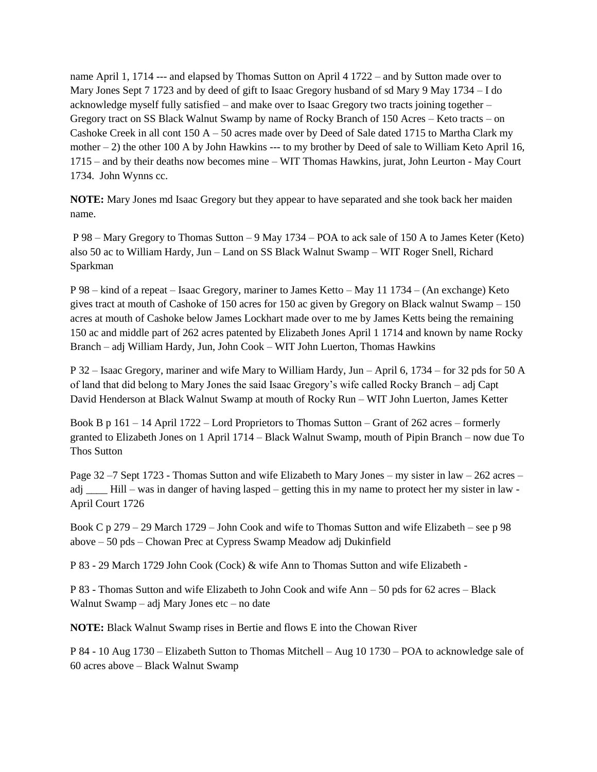name April 1, 1714 --- and elapsed by Thomas Sutton on April 4 1722 – and by Sutton made over to Mary Jones Sept 7 1723 and by deed of gift to Isaac Gregory husband of sd Mary 9 May 1734 – I do acknowledge myself fully satisfied – and make over to Isaac Gregory two tracts joining together – Gregory tract on SS Black Walnut Swamp by name of Rocky Branch of 150 Acres – Keto tracts – on Cashoke Creek in all cont 150 A – 50 acres made over by Deed of Sale dated 1715 to Martha Clark my mother – 2) the other 100 A by John Hawkins --- to my brother by Deed of sale to William Keto April 16, 1715 – and by their deaths now becomes mine – WIT Thomas Hawkins, jurat, John Leurton - May Court 1734. John Wynns cc.

**NOTE:** Mary Jones md Isaac Gregory but they appear to have separated and she took back her maiden name.

P 98 – Mary Gregory to Thomas Sutton – 9 May 1734 – POA to ack sale of 150 A to James Keter (Keto) also 50 ac to William Hardy, Jun – Land on SS Black Walnut Swamp – WIT Roger Snell, Richard Sparkman

P 98 – kind of a repeat – Isaac Gregory, mariner to James Ketto – May 11 1734 – (An exchange) Keto gives tract at mouth of Cashoke of 150 acres for 150 ac given by Gregory on Black walnut Swamp – 150 acres at mouth of Cashoke below James Lockhart made over to me by James Ketts being the remaining 150 ac and middle part of 262 acres patented by Elizabeth Jones April 1 1714 and known by name Rocky Branch – adj William Hardy, Jun, John Cook – WIT John Luerton, Thomas Hawkins

P 32 – Isaac Gregory, mariner and wife Mary to William Hardy, Jun – April 6, 1734 – for 32 pds for 50 A of land that did belong to Mary Jones the said Isaac Gregory's wife called Rocky Branch – adj Capt David Henderson at Black Walnut Swamp at mouth of Rocky Run – WIT John Luerton, James Ketter

Book B p 161 – 14 April 1722 – Lord Proprietors to Thomas Sutton – Grant of 262 acres – formerly granted to Elizabeth Jones on 1 April 1714 – Black Walnut Swamp, mouth of Pipin Branch – now due To Thos Sutton

Page 32 –7 Sept 1723 - Thomas Sutton and wife Elizabeth to Mary Jones – my sister in law – 262 acres – adj ____ Hill – was in danger of having lasped – getting this in my name to protect her my sister in law - April Court 1726

Book C p 279 – 29 March 1729 – John Cook and wife to Thomas Sutton and wife Elizabeth – see p 98 above – 50 pds – Chowan Prec at Cypress Swamp Meadow adj Dukinfield

P 83 - 29 March 1729 John Cook (Cock) & wife Ann to Thomas Sutton and wife Elizabeth -

P 83 - Thomas Sutton and wife Elizabeth to John Cook and wife Ann – 50 pds for 62 acres – Black Walnut Swamp – adj Mary Jones etc – no date

**NOTE:** Black Walnut Swamp rises in Bertie and flows E into the Chowan River

P 84 - 10 Aug 1730 – Elizabeth Sutton to Thomas Mitchell – Aug 10 1730 – POA to acknowledge sale of 60 acres above – Black Walnut Swamp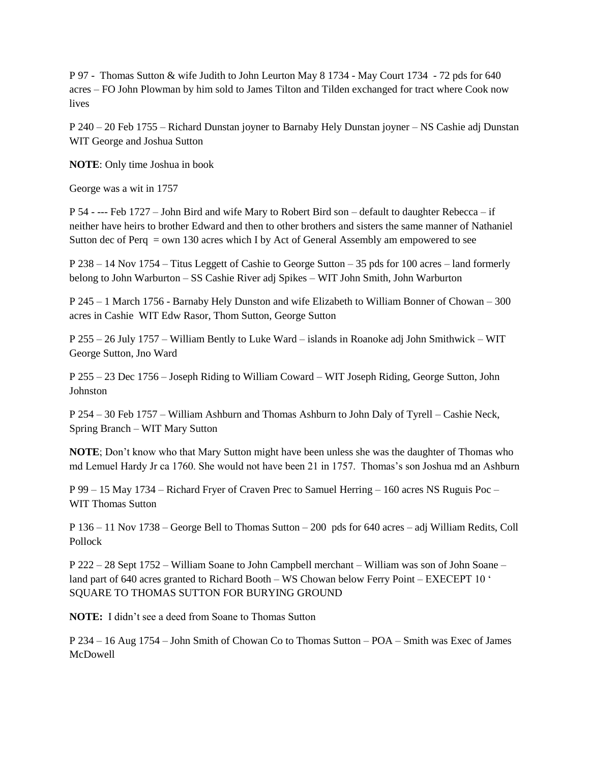P 97 - Thomas Sutton & wife Judith to John Leurton May 8 1734 - May Court 1734 - 72 pds for 640 acres – FO John Plowman by him sold to James Tilton and Tilden exchanged for tract where Cook now lives

P 240 – 20 Feb 1755 – Richard Dunstan joyner to Barnaby Hely Dunstan joyner – NS Cashie adj Dunstan WIT George and Joshua Sutton

**NOTE**: Only time Joshua in book

George was a wit in 1757

P 54 - --- Feb 1727 – John Bird and wife Mary to Robert Bird son – default to daughter Rebecca – if neither have heirs to brother Edward and then to other brothers and sisters the same manner of Nathaniel Sutton dec of Perq = own 130 acres which I by Act of General Assembly am empowered to see

P 238 – 14 Nov 1754 – Titus Leggett of Cashie to George Sutton – 35 pds for 100 acres – land formerly belong to John Warburton – SS Cashie River adj Spikes – WIT John Smith, John Warburton

P 245 – 1 March 1756 - Barnaby Hely Dunston and wife Elizabeth to William Bonner of Chowan – 300 acres in Cashie WIT Edw Rasor, Thom Sutton, George Sutton

P 255 – 26 July 1757 – William Bently to Luke Ward – islands in Roanoke adj John Smithwick – WIT George Sutton, Jno Ward

P 255 – 23 Dec 1756 – Joseph Riding to William Coward – WIT Joseph Riding, George Sutton, John Johnston

P 254 – 30 Feb 1757 – William Ashburn and Thomas Ashburn to John Daly of Tyrell – Cashie Neck, Spring Branch – WIT Mary Sutton

**NOTE**; Don't know who that Mary Sutton might have been unless she was the daughter of Thomas who md Lemuel Hardy Jr ca 1760. She would not have been 21 in 1757. Thomas's son Joshua md an Ashburn

P 99 – 15 May 1734 – Richard Fryer of Craven Prec to Samuel Herring – 160 acres NS Ruguis Poc – WIT Thomas Sutton

P 136 – 11 Nov 1738 – George Bell to Thomas Sutton – 200 pds for 640 acres – adj William Redits, Coll Pollock

P 222 – 28 Sept 1752 – William Soane to John Campbell merchant – William was son of John Soane – land part of 640 acres granted to Richard Booth – WS Chowan below Ferry Point – EXECEPT 10 ' SQUARE TO THOMAS SUTTON FOR BURYING GROUND

**NOTE:** I didn't see a deed from Soane to Thomas Sutton

P 234 – 16 Aug 1754 – John Smith of Chowan Co to Thomas Sutton – POA – Smith was Exec of James McDowell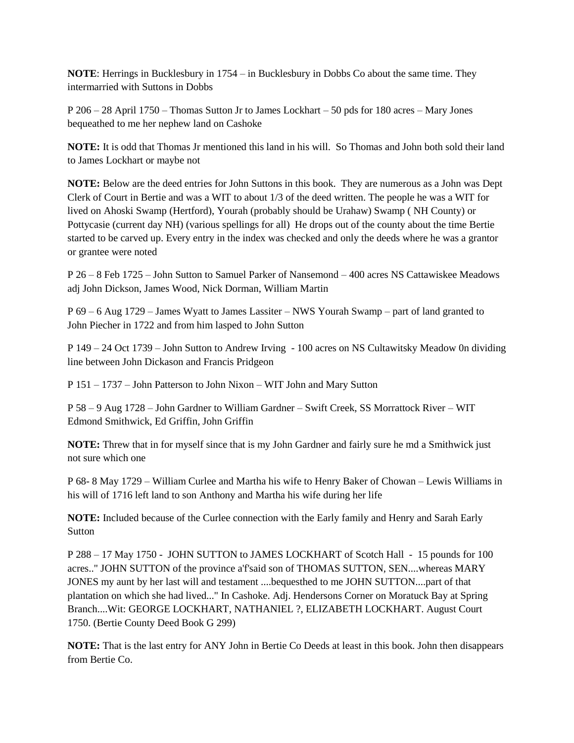**NOTE**: Herrings in Bucklesbury in 1754 – in Bucklesbury in Dobbs Co about the same time. They intermarried with Suttons in Dobbs

P 206 – 28 April 1750 – Thomas Sutton Jr to James Lockhart – 50 pds for 180 acres – Mary Jones bequeathed to me her nephew land on Cashoke

**NOTE:** It is odd that Thomas Jr mentioned this land in his will. So Thomas and John both sold their land to James Lockhart or maybe not

**NOTE:** Below are the deed entries for John Suttons in this book. They are numerous as a John was Dept Clerk of Court in Bertie and was a WIT to about 1/3 of the deed written. The people he was a WIT for lived on Ahoski Swamp (Hertford), Yourah (probably should be Urahaw) Swamp ( NH County) or Pottycasie (current day NH) (various spellings for all) He drops out of the county about the time Bertie started to be carved up. Every entry in the index was checked and only the deeds where he was a grantor or grantee were noted

P 26 – 8 Feb 1725 – John Sutton to Samuel Parker of Nansemond – 400 acres NS Cattawiskee Meadows adj John Dickson, James Wood, Nick Dorman, William Martin

P 69 – 6 Aug 1729 – James Wyatt to James Lassiter – NWS Yourah Swamp – part of land granted to John Piecher in 1722 and from him lasped to John Sutton

P 149 – 24 Oct 1739 – John Sutton to Andrew Irving - 100 acres on NS Cultawitsky Meadow 0n dividing line between John Dickason and Francis Pridgeon

P 151 – 1737 – John Patterson to John Nixon – WIT John and Mary Sutton

P 58 – 9 Aug 1728 – John Gardner to William Gardner – Swift Creek, SS Morrattock River – WIT Edmond Smithwick, Ed Griffin, John Griffin

**NOTE:** Threw that in for myself since that is my John Gardner and fairly sure he md a Smithwick just not sure which one

P 68- 8 May 1729 – William Curlee and Martha his wife to Henry Baker of Chowan – Lewis Williams in his will of 1716 left land to son Anthony and Martha his wife during her life

**NOTE:** Included because of the Curlee connection with the Early family and Henry and Sarah Early Sutton

P 288 – 17 May 1750 - JOHN SUTTON to JAMES LOCKHART of Scotch Hall - 15 pounds for 100 acres.." JOHN SUTTON of the province a'f'said son of THOMAS SUTTON, SEN....whereas MARY JONES my aunt by her last will and testament ....bequesthed to me JOHN SUTTON....part of that plantation on which she had lived..." In Cashoke. Adj. Hendersons Corner on Moratuck Bay at Spring Branch....Wit: GEORGE LOCKHART, NATHANIEL ?, ELIZABETH LOCKHART. August Court 1750. (Bertie County Deed Book G 299)

**NOTE:** That is the last entry for ANY John in Bertie Co Deeds at least in this book. John then disappears from Bertie Co.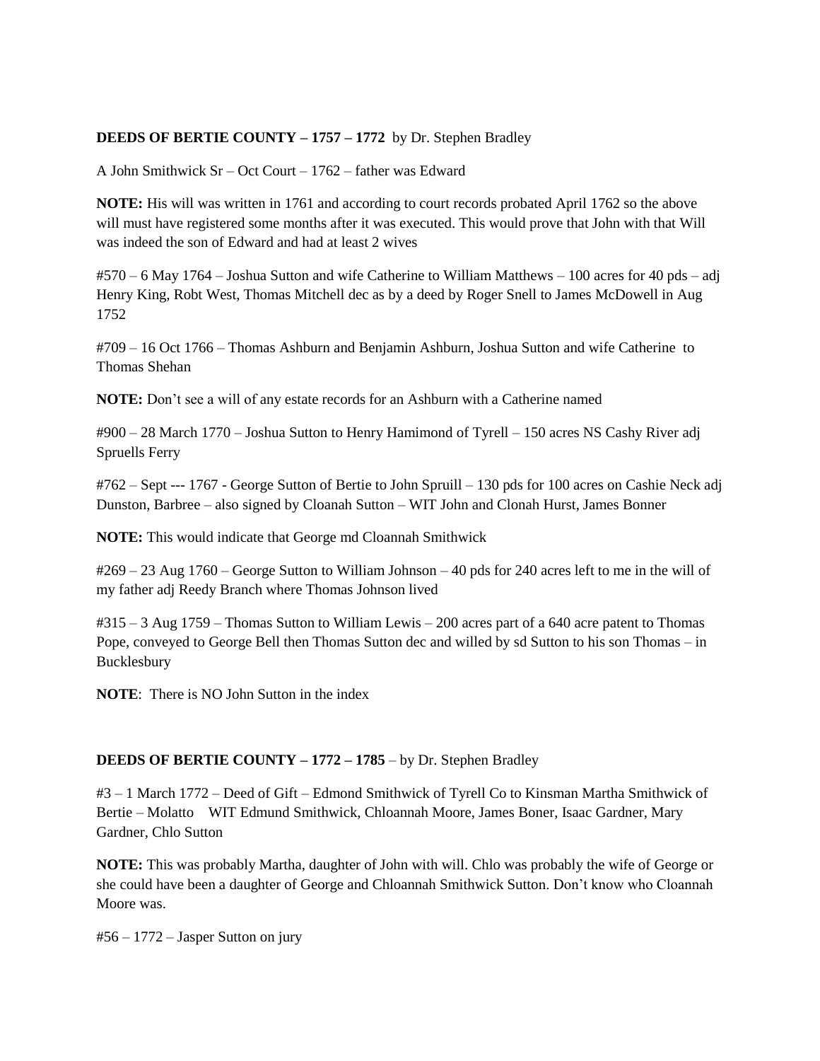**DEEDS OF BERTIE COUNTY – 1757 – 1772** by Dr. Stephen Bradley

A John Smithwick Sr – Oct Court – 1762 – father was Edward

**NOTE:** His will was written in 1761 and according to court records probated April 1762 so the above will must have registered some months after it was executed. This would prove that John with that Will was indeed the son of Edward and had at least 2 wives

#570 – 6 May 1764 – Joshua Sutton and wife Catherine to William Matthews – 100 acres for 40 pds – adj Henry King, Robt West, Thomas Mitchell dec as by a deed by Roger Snell to James McDowell in Aug 1752

#709 – 16 Oct 1766 – Thomas Ashburn and Benjamin Ashburn, Joshua Sutton and wife Catherine to Thomas Shehan

**NOTE:** Don't see a will of any estate records for an Ashburn with a Catherine named

#900 – 28 March 1770 – Joshua Sutton to Henry Hamimond of Tyrell – 150 acres NS Cashy River adj Spruells Ferry

#762 – Sept --- 1767 - George Sutton of Bertie to John Spruill – 130 pds for 100 acres on Cashie Neck adj Dunston, Barbree – also signed by Cloanah Sutton – WIT John and Clonah Hurst, James Bonner

**NOTE:** This would indicate that George md Cloannah Smithwick

#269 – 23 Aug 1760 – George Sutton to William Johnson – 40 pds for 240 acres left to me in the will of my father adj Reedy Branch where Thomas Johnson lived

#315 – 3 Aug 1759 – Thomas Sutton to William Lewis – 200 acres part of a 640 acre patent to Thomas Pope, conveyed to George Bell then Thomas Sutton dec and willed by sd Sutton to his son Thomas – in Bucklesbury

**NOTE**: There is NO John Sutton in the index

**DEEDS OF BERTIE COUNTY – 1772 – 1785** – by Dr. Stephen Bradley

#3 – 1 March 1772 – Deed of Gift – Edmond Smithwick of Tyrell Co to Kinsman Martha Smithwick of Bertie – Molatto WIT Edmund Smithwick, Chloannah Moore, James Boner, Isaac Gardner, Mary Gardner, Chlo Sutton

**NOTE:** This was probably Martha, daughter of John with will. Chlo was probably the wife of George or she could have been a daughter of George and Chloannah Smithwick Sutton. Don't know who Cloannah Moore was.

#56 – 1772 – Jasper Sutton on jury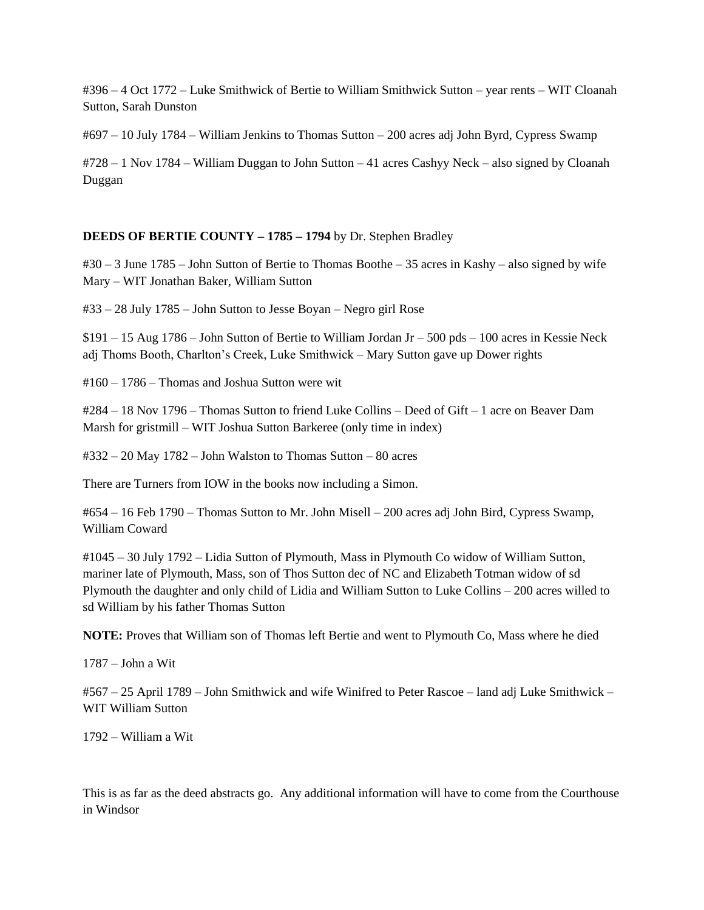#396 – 4 Oct 1772 – Luke Smithwick of Bertie to William Smithwick Sutton – year rents – WIT Cloanah Sutton, Sarah Dunston

#697 – 10 July 1784 – William Jenkins to Thomas Sutton – 200 acres adj John Byrd, Cypress Swamp

#728 – 1 Nov 1784 – William Duggan to John Sutton – 41 acres Cashyy Neck – also signed by Cloanah Duggan

**DEEDS OF BERTIE COUNTY – 1785 – 1794** by Dr. Stephen Bradley

#30 – 3 June 1785 – John Sutton of Bertie to Thomas Boothe – 35 acres in Kashy – also signed by wife Mary – WIT Jonathan Baker, William Sutton

#33 – 28 July 1785 – John Sutton to Jesse Boyan – Negro girl Rose

$191 – 15 Aug 1786 – John Sutton of Bertie to William Jordan Jr – 500 pds – 100 acres in Kessie Neck adj Thoms Booth, Charlton's Creek, Luke Smithwick – Mary Sutton gave up Dower rights

#160 – 1786 – Thomas and Joshua Sutton were wit

#284 – 18 Nov 1796 – Thomas Sutton to friend Luke Collins – Deed of Gift – 1 acre on Beaver Dam Marsh for gristmill – WIT Joshua Sutton Barkeree (only time in index)

#332 – 20 May 1782 – John Walston to Thomas Sutton – 80 acres

There are Turners from IOW in the books now including a Simon.

#654 – 16 Feb 1790 – Thomas Sutton to Mr. John Misell – 200 acres adj John Bird, Cypress Swamp, William Coward

#1045 – 30 July 1792 – Lidia Sutton of Plymouth, Mass in Plymouth Co widow of William Sutton, mariner late of Plymouth, Mass, son of Thos Sutton dec of NC and Elizabeth Totman widow of sd Plymouth the daughter and only child of Lidia and William Sutton to Luke Collins – 200 acres willed to sd William by his father Thomas Sutton

**NOTE:** Proves that William son of Thomas left Bertie and went to Plymouth Co, Mass where he died

1787 – John a Wit

#567 – 25 April 1789 – John Smithwick and wife Winifred to Peter Rascoe – land adj Luke Smithwick – WIT William Sutton

1792 – William a Wit

This is as far as the deed abstracts go. Any additional information will have to come from the Courthouse in Windsor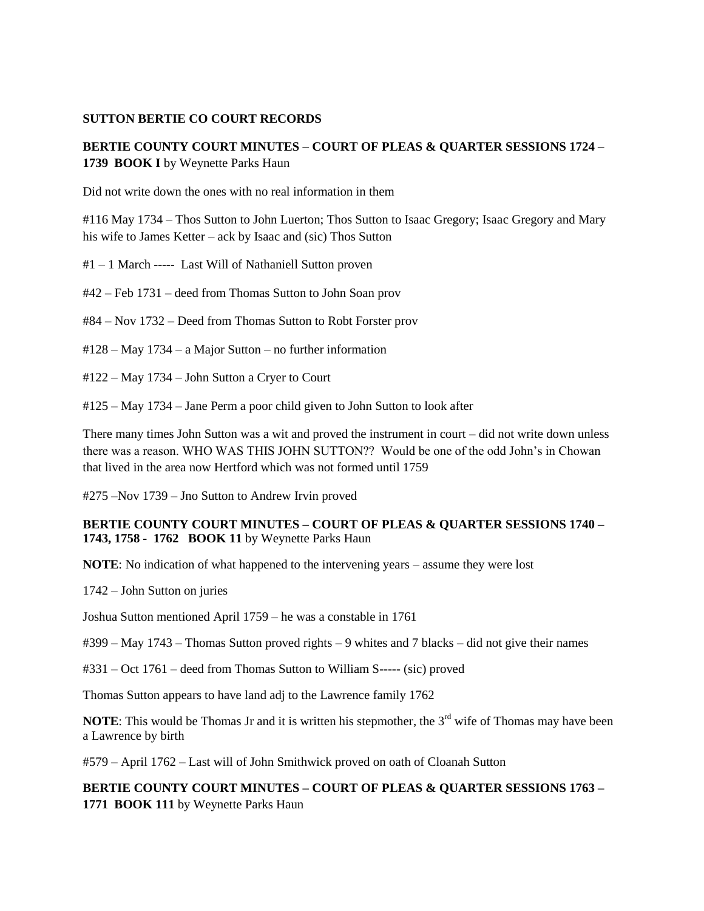**SUTTON BERTIE CO COURT RECORDS**

**BERTIE COUNTY COURT MINUTES – COURT OF PLEAS & QUARTER SESSIONS 1724 – 1739 BOOK I** by Weynette Parks Haun

Did not write down the ones with no real information in them

#116 May 1734 – Thos Sutton to John Luerton; Thos Sutton to Isaac Gregory; Isaac Gregory and Mary his wife to James Ketter – ack by Isaac and (sic) Thos Sutton

#1 – 1 March ----- Last Will of Nathaniell Sutton proven

#42 – Feb 1731 – deed from Thomas Sutton to John Soan prov

#84 – Nov 1732 – Deed from Thomas Sutton to Robt Forster prov

#128 – May 1734 – a Major Sutton – no further information

#122 – May 1734 – John Sutton a Cryer to Court

#125 – May 1734 – Jane Perm a poor child given to John Sutton to look after

There many times John Sutton was a wit and proved the instrument in court – did not write down unless there was a reason. WHO WAS THIS JOHN SUTTON?? Would be one of the odd John's in Chowan that lived in the area now Hertford which was not formed until 1759

#275 –Nov 1739 – Jno Sutton to Andrew Irvin proved

**BERTIE COUNTY COURT MINUTES – COURT OF PLEAS & QUARTER SESSIONS 1740 – 1743, 1758 - 1762 BOOK 11** by Weynette Parks Haun

**NOTE**: No indication of what happened to the intervening years – assume they were lost

1742 – John Sutton on juries

Joshua Sutton mentioned April 1759 – he was a constable in 1761

#399 – May 1743 – Thomas Sutton proved rights – 9 whites and 7 blacks – did not give their names

#331 – Oct 1761 – deed from Thomas Sutton to William S----- (sic) proved

Thomas Sutton appears to have land adj to the Lawrence family 1762

**NOTE**: This would be Thomas Jr and it is written his stepmother, the 3rd wife of Thomas may have been a Lawrence by birth

#579 – April 1762 – Last will of John Smithwick proved on oath of Cloanah Sutton

**BERTIE COUNTY COURT MINUTES – COURT OF PLEAS & QUARTER SESSIONS 1763 – 1771 BOOK 111** by Weynette Parks Haun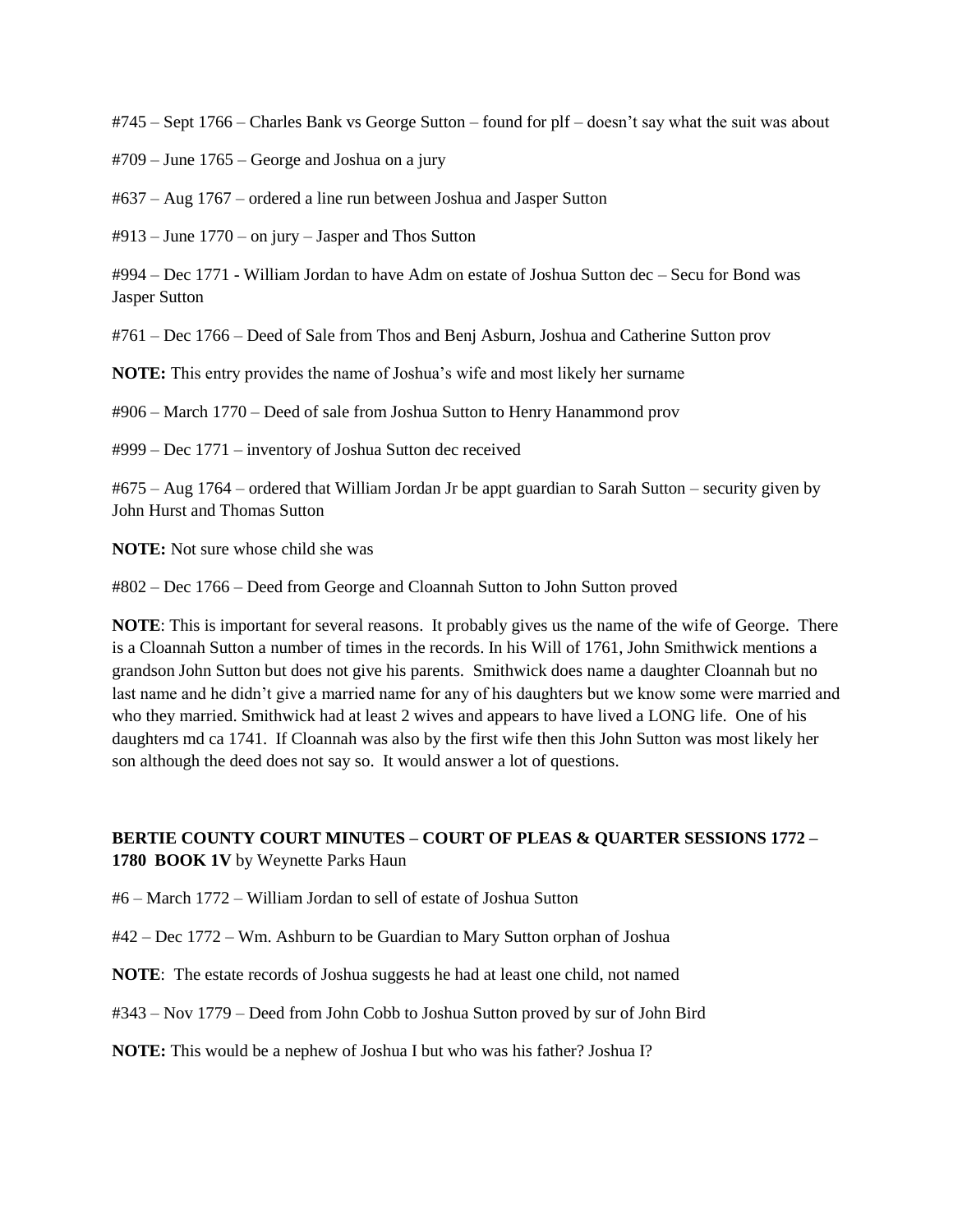#745 – Sept 1766 – Charles Bank vs George Sutton – found for plf – doesn't say what the suit was about

#709 – June 1765 – George and Joshua on a jury

#637 – Aug 1767 – ordered a line run between Joshua and Jasper Sutton

#913 – June 1770 – on jury – Jasper and Thos Sutton

#994 – Dec 1771 - William Jordan to have Adm on estate of Joshua Sutton dec – Secu for Bond was Jasper Sutton

#761 – Dec 1766 – Deed of Sale from Thos and Benj Asburn, Joshua and Catherine Sutton prov

**NOTE:** This entry provides the name of Joshua's wife and most likely her surname

#906 – March 1770 – Deed of sale from Joshua Sutton to Henry Hanammond prov

#999 – Dec 1771 – inventory of Joshua Sutton dec received

#675 – Aug 1764 – ordered that William Jordan Jr be appt guardian to Sarah Sutton – security given by John Hurst and Thomas Sutton

**NOTE:** Not sure whose child she was

#802 – Dec 1766 – Deed from George and Cloannah Sutton to John Sutton proved

**NOTE**: This is important for several reasons. It probably gives us the name of the wife of George. There is a Cloannah Sutton a number of times in the records. In his Will of 1761, John Smithwick mentions a grandson John Sutton but does not give his parents. Smithwick does name a daughter Cloannah but no last name and he didn't give a married name for any of his daughters but we know some were married and who they married. Smithwick had at least 2 wives and appears to have lived a LONG life. One of his daughters md ca 1741. If Cloannah was also by the first wife then this John Sutton was most likely her son although the deed does not say so. It would answer a lot of questions.

**BERTIE COUNTY COURT MINUTES – COURT OF PLEAS & QUARTER SESSIONS 1772 – 1780 BOOK 1V** by Weynette Parks Haun

#6 – March 1772 – William Jordan to sell of estate of Joshua Sutton

#42 – Dec 1772 – Wm. Ashburn to be Guardian to Mary Sutton orphan of Joshua

**NOTE**: The estate records of Joshua suggests he had at least one child, not named

#343 – Nov 1779 – Deed from John Cobb to Joshua Sutton proved by sur of John Bird

**NOTE:** This would be a nephew of Joshua I but who was his father? Joshua I?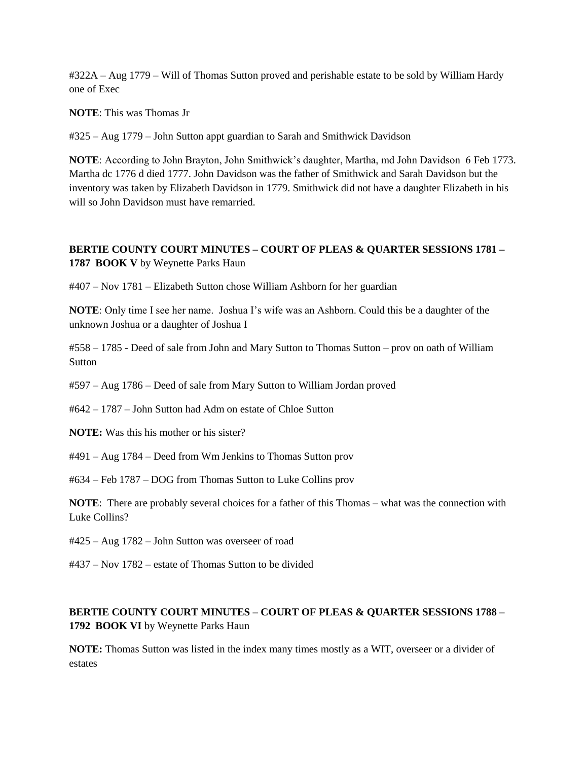#322A – Aug 1779 – Will of Thomas Sutton proved and perishable estate to be sold by William Hardy one of Exec

**NOTE**: This was Thomas Jr

#325 – Aug 1779 – John Sutton appt guardian to Sarah and Smithwick Davidson

**NOTE**: According to John Brayton, John Smithwick's daughter, Martha, md John Davidson 6 Feb 1773. Martha dc 1776 d died 1777. John Davidson was the father of Smithwick and Sarah Davidson but the inventory was taken by Elizabeth Davidson in 1779. Smithwick did not have a daughter Elizabeth in his will so John Davidson must have remarried.

**BERTIE COUNTY COURT MINUTES – COURT OF PLEAS & QUARTER SESSIONS 1781 – 1787 BOOK V** by Weynette Parks Haun

#407 – Nov 1781 – Elizabeth Sutton chose William Ashborn for her guardian

**NOTE**: Only time I see her name. Joshua I's wife was an Ashborn. Could this be a daughter of the unknown Joshua or a daughter of Joshua I

#558 – 1785 - Deed of sale from John and Mary Sutton to Thomas Sutton – prov on oath of William Sutton

#597 – Aug 1786 – Deed of sale from Mary Sutton to William Jordan proved

#642 – 1787 – John Sutton had Adm on estate of Chloe Sutton

**NOTE:** Was this his mother or his sister?

#491 – Aug 1784 – Deed from Wm Jenkins to Thomas Sutton prov

#634 – Feb 1787 – DOG from Thomas Sutton to Luke Collins prov

**NOTE**: There are probably several choices for a father of this Thomas – what was the connection with Luke Collins?

#425 – Aug 1782 – John Sutton was overseer of road

#437 – Nov 1782 – estate of Thomas Sutton to be divided

**BERTIE COUNTY COURT MINUTES – COURT OF PLEAS & QUARTER SESSIONS 1788 – 1792 BOOK VI** by Weynette Parks Haun

**NOTE:** Thomas Sutton was listed in the index many times mostly as a WIT, overseer or a divider of estates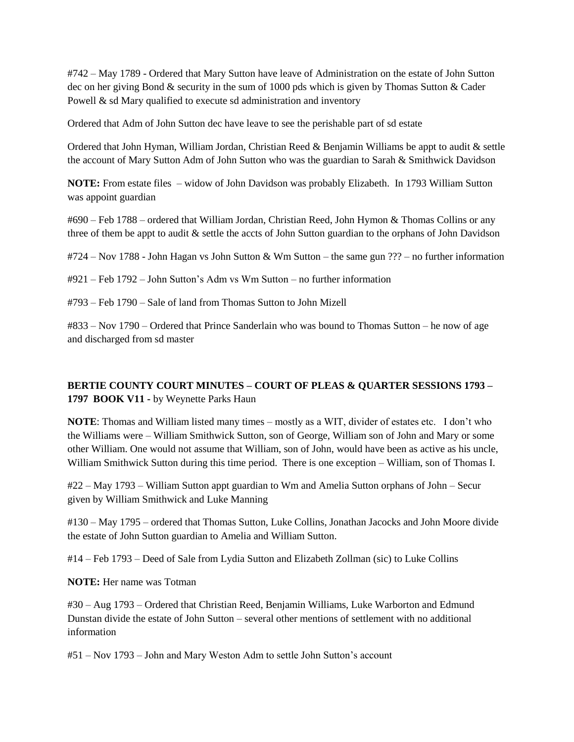#742 – May 1789 - Ordered that Mary Sutton have leave of Administration on the estate of John Sutton dec on her giving Bond & security in the sum of 1000 pds which is given by Thomas Sutton & Cader Powell & sd Mary qualified to execute sd administration and inventory

Ordered that Adm of John Sutton dec have leave to see the perishable part of sd estate

Ordered that John Hyman, William Jordan, Christian Reed & Benjamin Williams be appt to audit & settle the account of Mary Sutton Adm of John Sutton who was the guardian to Sarah & Smithwick Davidson

**NOTE:** From estate files – widow of John Davidson was probably Elizabeth. In 1793 William Sutton was appoint guardian

#690 – Feb 1788 – ordered that William Jordan, Christian Reed, John Hymon & Thomas Collins or any three of them be appt to audit & settle the accts of John Sutton guardian to the orphans of John Davidson

#724 – Nov 1788 - John Hagan vs John Sutton & Wm Sutton – the same gun ??? – no further information

#921 – Feb 1792 – John Sutton's Adm vs Wm Sutton – no further information

#793 – Feb 1790 – Sale of land from Thomas Sutton to John Mizell

#833 – Nov 1790 – Ordered that Prince Sanderlain who was bound to Thomas Sutton – he now of age and discharged from sd master

**BERTIE COUNTY COURT MINUTES – COURT OF PLEAS & QUARTER SESSIONS 1793 – 1797 BOOK V11 -** by Weynette Parks Haun

**NOTE**: Thomas and William listed many times – mostly as a WIT, divider of estates etc. I don't who the Williams were – William Smithwick Sutton, son of George, William son of John and Mary or some other William. One would not assume that William, son of John, would have been as active as his uncle, William Smithwick Sutton during this time period. There is one exception – William, son of Thomas I.

#22 – May 1793 – William Sutton appt guardian to Wm and Amelia Sutton orphans of John – Secur given by William Smithwick and Luke Manning

#130 – May 1795 – ordered that Thomas Sutton, Luke Collins, Jonathan Jacocks and John Moore divide the estate of John Sutton guardian to Amelia and William Sutton.

#14 – Feb 1793 – Deed of Sale from Lydia Sutton and Elizabeth Zollman (sic) to Luke Collins

**NOTE:** Her name was Totman

#30 – Aug 1793 – Ordered that Christian Reed, Benjamin Williams, Luke Warborton and Edmund Dunstan divide the estate of John Sutton – several other mentions of settlement with no additional information

#51 – Nov 1793 – John and Mary Weston Adm to settle John Sutton's account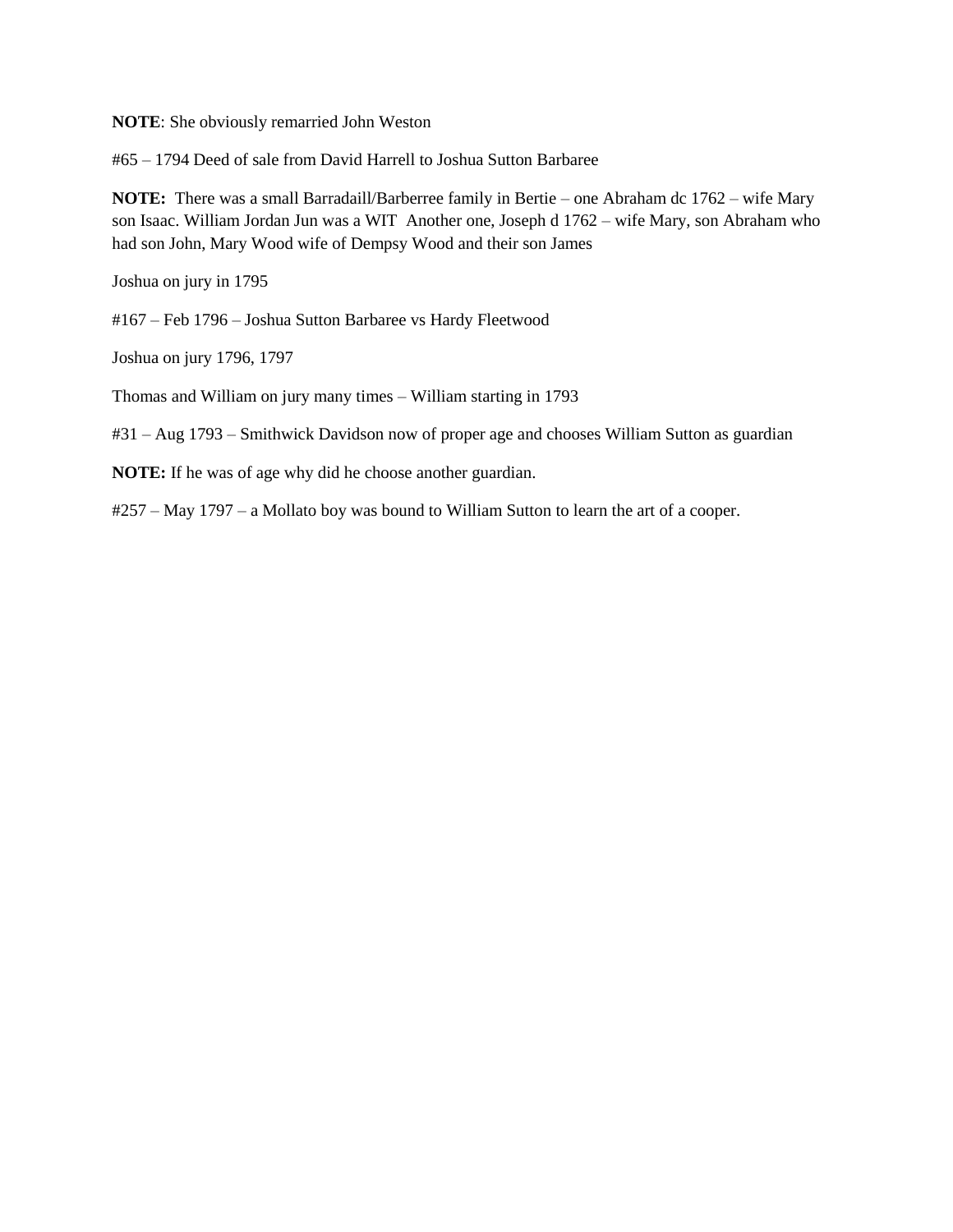**NOTE**: She obviously remarried John Weston

#65 – 1794 Deed of sale from David Harrell to Joshua Sutton Barbaree

**NOTE:** There was a small Barradaill/Barberree family in Bertie – one Abraham dc 1762 – wife Mary son Isaac. William Jordan Jun was a WIT Another one, Joseph d 1762 – wife Mary, son Abraham who had son John, Mary Wood wife of Dempsy Wood and their son James

Joshua on jury in 1795

#167 – Feb 1796 – Joshua Sutton Barbaree vs Hardy Fleetwood

Joshua on jury 1796, 1797

Thomas and William on jury many times – William starting in 1793

#31 – Aug 1793 – Smithwick Davidson now of proper age and chooses William Sutton as guardian

**NOTE:** If he was of age why did he choose another guardian.

#257 – May 1797 – a Mollato boy was bound to William Sutton to learn the art of a cooper.